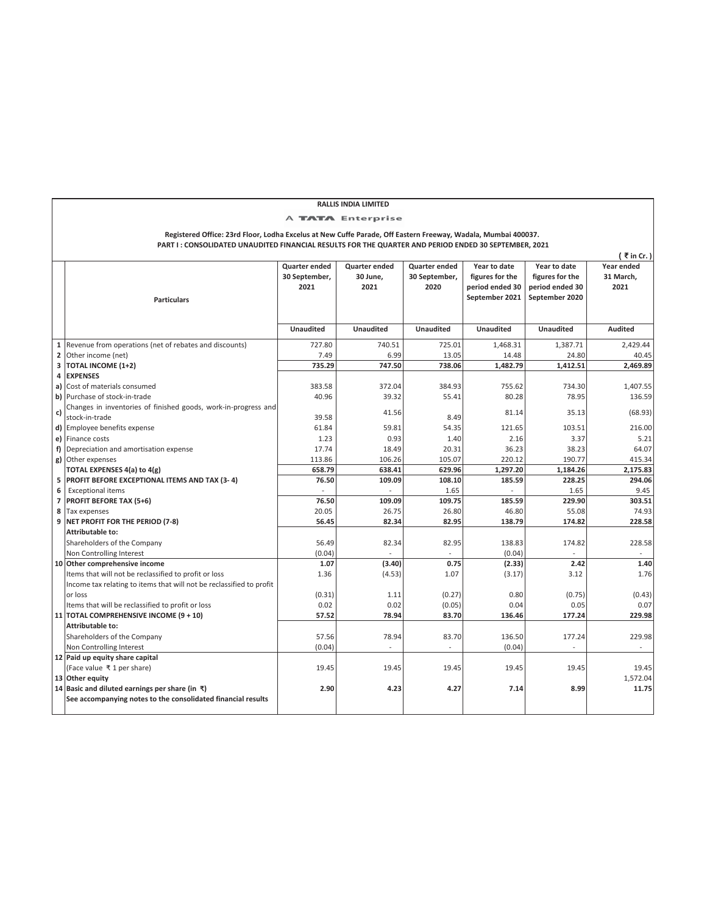**RALLIS INDIA LIMITED**

A TATA Enterprise

**Registered Office: 23rd Floor, Lodha Excelus at New Cuffe Parade, Off Eastern Freeway, Wadala, Mumbai 400037.**

**PART I : CONSOLIDATED UNAUDITED FINANCIAL RESULTS FOR THE QUARTER AND PERIOD ENDED 30 SEPTEMBER, 2021**

( ₹ in Cr. )

| | Particulars | Quarter ended 30 September, 2021 | Quarter ended 30 June, 2021 | Quarter ended 30 September, 2020 | Year to date figures for the period ended 30 September 2021 | Year to date figures for the period ended 30 September 2020 | Year ended 31 March, 2021 |
|---|---|---|---|---|---|---|---|
| | | Unaudited | Unaudited | Unaudited | Unaudited | Unaudited | Audited |
| 1 | Revenue from operations (net of rebates and discounts) | 727.80 | 740.51 | 725.01 | 1,468.31 | 1,387.71 | 2,429.44 |
| 2 | Other income (net) | 7.49 | 6.99 | 13.05 | 14.48 | 24.80 | 40.45 |
| 3 | **TOTAL INCOME (1+2)** | **735.29** | **747.50** | **738.06** | **1,482.79** | **1,412.51** | **2,469.89** |
| 4 | **EXPENSES** | | | | | | |
| a) | Cost of materials consumed | 383.58 | 372.04 | 384.93 | 755.62 | 734.30 | 1,407.55 |
| b) | Purchase of stock-in-trade | 40.96 | 39.32 | 55.41 | 80.28 | 78.95 | 136.59 |
| c) | Changes in inventories of finished goods, work-in-progress and stock-in-trade | 39.58 | 41.56 | 8.49 | 81.14 | 35.13 | (68.93) |
| d) | Employee benefits expense | 61.84 | 59.81 | 54.35 | 121.65 | 103.51 | 216.00 |
| e) | Finance costs | 1.23 | 0.93 | 1.40 | 2.16 | 3.37 | 5.21 |
| f) | Depreciation and amortisation expense | 17.74 | 18.49 | 20.31 | 36.23 | 38.23 | 64.07 |
| g) | Other expenses | 113.86 | 106.26 | 105.07 | 220.12 | 190.77 | 415.34 |
| | **TOTAL EXPENSES 4(a) to 4(g)** | **658.79** | **638.41** | **629.96** | **1,297.20** | **1,184.26** | **2,175.83** |
| 5 | **PROFIT BEFORE EXCEPTIONAL ITEMS AND TAX (3- 4)** | **76.50** | **109.09** | **108.10** | **185.59** | **228.25** | **294.06** |
| 6 | Exceptional items | - | - | 1.65 | - | 1.65 | 9.45 |
| 7 | **PROFIT BEFORE TAX (5+6)** | **76.50** | **109.09** | **109.75** | **185.59** | **229.90** | **303.51** |
| 8 | Tax expenses | 20.05 | 26.75 | 26.80 | 46.80 | 55.08 | 74.93 |
| 9 | **NET PROFIT FOR THE PERIOD (7-8)** | **56.45** | **82.34** | **82.95** | **138.79** | **174.82** | **228.58** |
| | **Attributable to:** | | | | | | |
| | Shareholders of the Company | 56.49 | 82.34 | 82.95 | 138.83 | 174.82 | 228.58 |
| | Non Controlling Interest | (0.04) | - | - | (0.04) | - | - |
| 10 | **Other comprehensive income** | **1.07** | **(3.40)** | **0.75** | **(2.33)** | **2.42** | **1.40** |
| | Items that will not be reclassified to profit or loss | 1.36 | (4.53) | 1.07 | (3.17) | 3.12 | 1.76 |
| | Income tax relating to items that will not be reclassified to profit or loss | (0.31) | 1.11 | (0.27) | 0.80 | (0.75) | (0.43) |
| | Items that will be reclassified to profit or loss | 0.02 | 0.02 | (0.05) | 0.04 | 0.05 | 0.07 |
| 11 | **TOTAL COMPREHENSIVE INCOME (9 + 10)** | **57.52** | **78.94** | **83.70** | **136.46** | **177.24** | **229.98** |
| | **Attributable to:** | | | | | | |
| | Shareholders of the Company | 57.56 | 78.94 | 83.70 | 136.50 | 177.24 | 229.98 |
| | Non Controlling Interest | (0.04) | - | - | (0.04) | - | - |
| 12 | **Paid up equity share capital** | | | | | | |
| | (Face value ₹ 1 per share) | 19.45 | 19.45 | 19.45 | 19.45 | 19.45 | 19.45 |
| 13 | **Other equity** | | | | | | 1,572.04 |
| 14 | **Basic and diluted earnings per share (in ₹)** | **2.90** | **4.23** | **4.27** | **7.14** | **8.99** | **11.75** |
| | **See accompanying notes to the consolidated financial results** | | | | | | |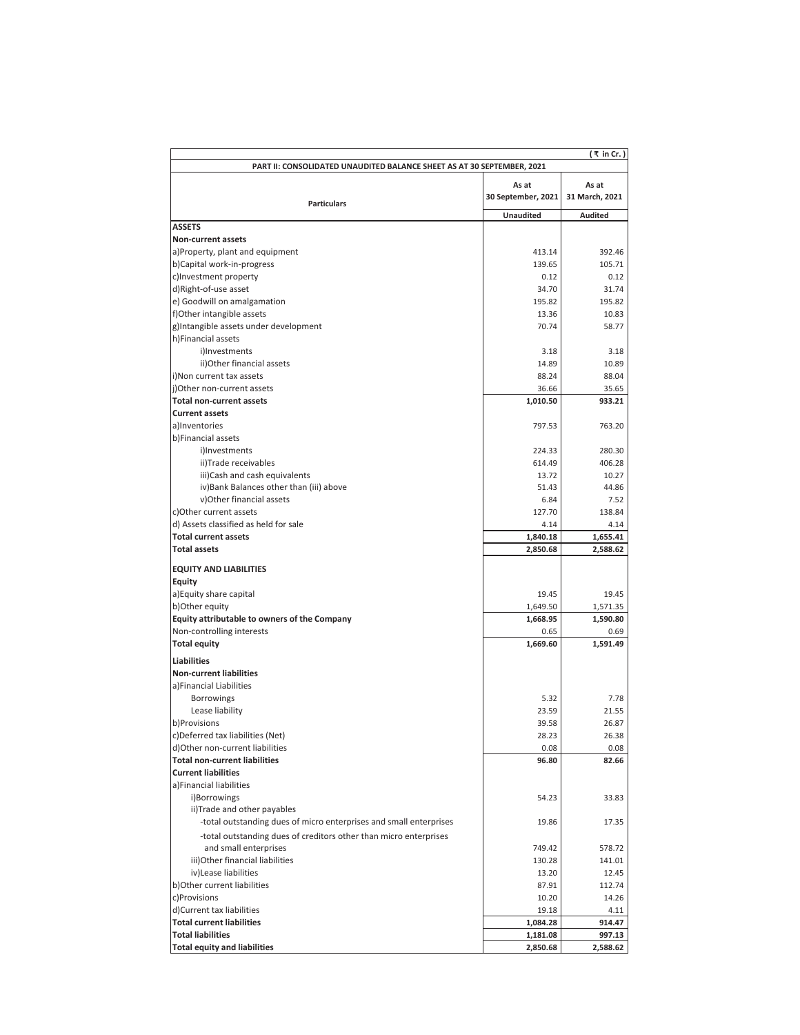| PART II: CONSOLIDATED UNAUDITED BALANCE SHEET AS AT 30 SEPTEMBER, 2021 | | ( ₹ in Cr. ) |
|---|---|---|
| **Particulars** | **As at 30 September, 2021** | **As at 31 March, 2021** |
| | **Unaudited** | **Audited** |
| **ASSETS** | | |
| **Non-current assets** | | |
| a)Property, plant and equipment | 413.14 | 392.46 |
| b)Capital work-in-progress | 139.65 | 105.71 |
| c)Investment property | 0.12 | 0.12 |
| d)Right-of-use asset | 34.70 | 31.74 |
| e) Goodwill on amalgamation | 195.82 | 195.82 |
| f)Other intangible assets | 13.36 | 10.83 |
| g)Intangible assets under development | 70.74 | 58.77 |
| h)Financial assets | | |
| i)Investments | 3.18 | 3.18 |
| ii)Other financial assets | 14.89 | 10.89 |
| i)Non current tax assets | 88.24 | 88.04 |
| j)Other non-current assets | 36.66 | 35.65 |
| **Total non-current assets** | **1,010.50** | **933.21** |
| **Current assets** | | |
| a)Inventories | 797.53 | 763.20 |
| b)Financial assets | | |
| i)Investments | 224.33 | 280.30 |
| ii)Trade receivables | 614.49 | 406.28 |
| iii)Cash and cash equivalents | 13.72 | 10.27 |
| iv)Bank Balances other than (iii) above | 51.43 | 44.86 |
| v)Other financial assets | 6.84 | 7.52 |
| c)Other current assets | 127.70 | 138.84 |
| d) Assets classified as held for sale | 4.14 | 4.14 |
| **Total current assets** | **1,840.18** | **1,655.41** |
| **Total assets** | **2,850.68** | **2,588.62** |
| **EQUITY AND LIABILITIES** | | |
| **Equity** | | |
| a)Equity share capital | 19.45 | 19.45 |
| b)Other equity | 1,649.50 | 1,571.35 |
| **Equity attributable to owners of the Company** | **1,668.95** | **1,590.80** |
| Non-controlling interests | 0.65 | 0.69 |
| **Total equity** | **1,669.60** | **1,591.49** |
| **Liabilities** | | |
| **Non-current liabilities** | | |
| a)Financial Liabilities | | |
| Borrowings | 5.32 | 7.78 |
| Lease liability | 23.59 | 21.55 |
| b)Provisions | 39.58 | 26.87 |
| c)Deferred tax liabilities (Net) | 28.23 | 26.38 |
| d)Other non-current liabilities | 0.08 | 0.08 |
| **Total non-current liabilities** | **96.80** | **82.66** |
| **Current liabilities** | | |
| a)Financial liabilities | | |
| i)Borrowings | 54.23 | 33.83 |
| ii)Trade and other payables | | |
| -total outstanding dues of micro enterprises and small enterprises | 19.86 | 17.35 |
| -total outstanding dues of creditors other than micro enterprises and small enterprises | 749.42 | 578.72 |
| iii)Other financial liabilities | 130.28 | 141.01 |
| iv)Lease liabilities | 13.20 | 12.45 |
| b)Other current liabilities | 87.91 | 112.74 |
| c)Provisions | 10.20 | 14.26 |
| d)Current tax liabilities | 19.18 | 4.11 |
| **Total current liabilities** | **1,084.28** | **914.47** |
| **Total liabilities** | **1,181.08** | **997.13** |
| **Total equity and liabilities** | **2,850.68** | **2,588.62** |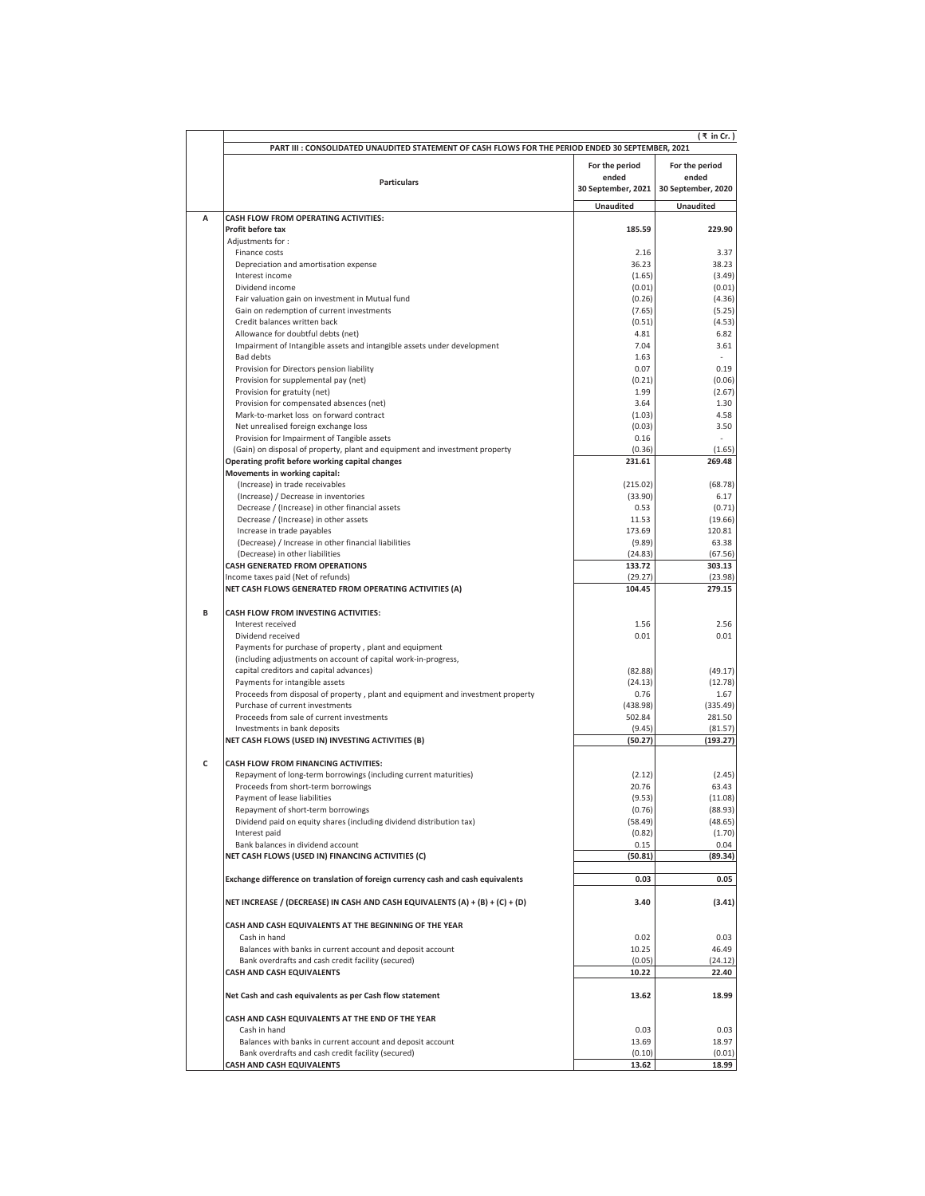( ₹ in Cr. )

**PART III : CONSOLIDATED UNAUDITED STATEMENT OF CASH FLOWS FOR THE PERIOD ENDED 30 SEPTEMBER, 2021**

| | Particulars | For the period ended 30 September, 2021 | For the period ended 30 September, 2020 |
|---|---|---|---|
| | | Unaudited | Unaudited |
| **A** | **CASH FLOW FROM OPERATING ACTIVITIES:** | | |
| | **Profit before tax** | **185.59** | **229.90** |
| | Adjustments for : | | |
| | Finance costs | 2.16 | 3.37 |
| | Depreciation and amortisation expense | 36.23 | 38.23 |
| | Interest income | (1.65) | (3.49) |
| | Dividend income | (0.01) | (0.01) |
| | Fair valuation gain on investment in Mutual fund | (0.26) | (4.36) |
| | Gain on redemption of current investments | (7.65) | (5.25) |
| | Credit balances written back | (0.51) | (4.53) |
| | Allowance for doubtful debts (net) | 4.81 | 6.82 |
| | Impairment of Intangible assets and intangible assets under development | 7.04 | 3.61 |
| | Bad debts | 1.63 | - |
| | Provision for Directors pension liability | 0.07 | 0.19 |
| | Provision for supplemental pay (net) | (0.21) | (0.06) |
| | Provision for gratuity (net) | 1.99 | (2.67) |
| | Provision for compensated absences (net) | 3.64 | 1.30 |
| | Mark-to-market loss on forward contract | (1.03) | 4.58 |
| | Net unrealised foreign exchange loss | (0.03) | 3.50 |
| | Provision for Impairment of Tangible assets | 0.16 | - |
| | (Gain) on disposal of property, plant and equipment and investment property | (0.36) | (1.65) |
| | **Operating profit before working capital changes** | **231.61** | **269.48** |
| | **Movements in working capital:** | | |
| | (Increase) in trade receivables | (215.02) | (68.78) |
| | (Increase) / Decrease in inventories | (33.90) | 6.17 |
| | Decrease / (Increase) in other financial assets | 0.53 | (0.71) |
| | Decrease / (Increase) in other assets | 11.53 | (19.66) |
| | Increase in trade payables | 173.69 | 120.81 |
| | (Decrease) / Increase in other financial liabilities | (9.89) | 63.38 |
| | (Decrease) in other liabilities | (24.83) | (67.56) |
| | **CASH GENERATED FROM OPERATIONS** | **133.72** | **303.13** |
| | Income taxes paid (Net of refunds) | (29.27) | (23.98) |
| | **NET CASH FLOWS GENERATED FROM OPERATING ACTIVITIES (A)** | **104.45** | **279.15** |
| **B** | **CASH FLOW FROM INVESTING ACTIVITIES:** | | |
| | Interest received | 1.56 | 2.56 |
| | Dividend received | 0.01 | 0.01 |
| | Payments for purchase of property , plant and equipment (including adjustments on account of capital work-in-progress, capital creditors and capital advances) | (82.88) | (49.17) |
| | Payments for intangible assets | (24.13) | (12.78) |
| | Proceeds from disposal of property , plant and equipment and investment property | 0.76 | 1.67 |
| | Purchase of current investments | (438.98) | (335.49) |
| | Proceeds from sale of current investments | 502.84 | 281.50 |
| | Investments in bank deposits | (9.45) | (81.57) |
| | **NET CASH FLOWS (USED IN) INVESTING ACTIVITIES (B)** | **(50.27)** | **(193.27)** |
| **C** | **CASH FLOW FROM FINANCING ACTIVITIES:** | | |
| | Repayment of long-term borrowings (including current maturities) | (2.12) | (2.45) |
| | Proceeds from short-term borrowings | 20.76 | 63.43 |
| | Payment of lease liabilities | (9.53) | (11.08) |
| | Repayment of short-term borrowings | (0.76) | (88.93) |
| | Dividend paid on equity shares (including dividend distribution tax) | (58.49) | (48.65) |
| | Interest paid | (0.82) | (1.70) |
| | Bank balances in dividend account | 0.15 | 0.04 |
| | **NET CASH FLOWS (USED IN) FINANCING ACTIVITIES (C)** | **(50.81)** | **(89.34)** |
| | **Exchange difference on translation of foreign currency cash and cash equivalents** | **0.03** | **0.05** |
| | **NET INCREASE / (DECREASE) IN CASH AND CASH EQUIVALENTS (A) + (B) + (C) + (D)** | **3.40** | **(3.41)** |
| | **CASH AND CASH EQUIVALENTS AT THE BEGINNING OF THE YEAR** | | |
| | Cash in hand | 0.02 | 0.03 |
| | Balances with banks in current account and deposit account | 10.25 | 46.49 |
| | Bank overdrafts and cash credit facility (secured) | (0.05) | (24.12) |
| | **CASH AND CASH EQUIVALENTS** | **10.22** | **22.40** |
| | **Net Cash and cash equivalents as per Cash flow statement** | **13.62** | **18.99** |
| | **CASH AND CASH EQUIVALENTS AT THE END OF THE YEAR** | | |
| | Cash in hand | 0.03 | 0.03 |
| | Balances with banks in current account and deposit account | 13.69 | 18.97 |
| | Bank overdrafts and cash credit facility (secured) | (0.10) | (0.01) |
| | **CASH AND CASH EQUIVALENTS** | **13.62** | **18.99** |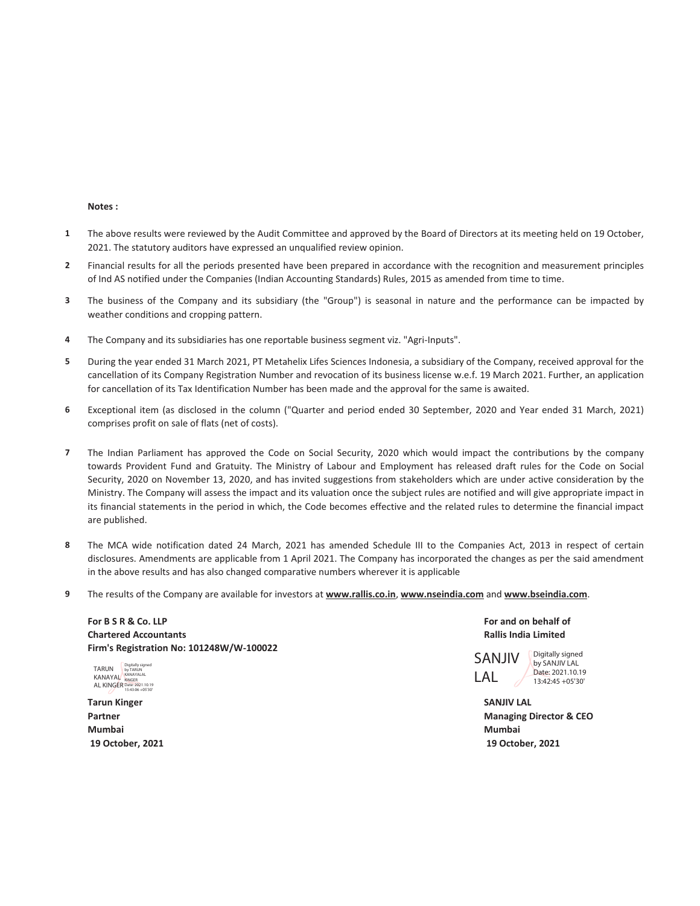**Notes :**

1. The above results were reviewed by the Audit Committee and approved by the Board of Directors at its meeting held on 19 October, 2021. The statutory auditors have expressed an unqualified review opinion.

2. Financial results for all the periods presented have been prepared in accordance with the recognition and measurement principles of Ind AS notified under the Companies (Indian Accounting Standards) Rules, 2015 as amended from time to time.

3. The business of the Company and its subsidiary (the "Group") is seasonal in nature and the performance can be impacted by weather conditions and cropping pattern.

4. The Company and its subsidiaries has one reportable business segment viz. "Agri-Inputs".

5. During the year ended 31 March 2021, PT Metahelix Lifes Sciences Indonesia, a subsidiary of the Company, received approval for the cancellation of its Company Registration Number and revocation of its business license w.e.f. 19 March 2021. Further, an application for cancellation of its Tax Identification Number has been made and the approval for the same is awaited.

6. Exceptional item (as disclosed in the column ("Quarter and period ended 30 September, 2020 and Year ended 31 March, 2021) comprises profit on sale of flats (net of costs).

7. The Indian Parliament has approved the Code on Social Security, 2020 which would impact the contributions by the company towards Provident Fund and Gratuity. The Ministry of Labour and Employment has released draft rules for the Code on Social Security, 2020 on November 13, 2020, and has invited suggestions from stakeholders which are under active consideration by the Ministry. The Company will assess the impact and its valuation once the subject rules are notified and will give appropriate impact in its financial statements in the period in which, the Code becomes effective and the related rules to determine the financial impact are published.

8. The MCA wide notification dated 24 March, 2021 has amended Schedule III to the Companies Act, 2013 in respect of certain disclosures. Amendments are applicable from 1 April 2021. The Company has incorporated the changes as per the said amendment in the above results and has also changed comparative numbers wherever it is applicable

9. The results of the Company are available for investors at **www.rallis.co.in**, **www.nseindia.com** and **www.bseindia.com**.

**For B S R & Co. LLP**
**Chartered Accountants**
**Firm's Registration No: 101248W/W-100022**

TARUN KANAYALAL KINGER — Digitally signed by TARUN KANAYALAL KINGER Date: 2021.10.19 15:43:06 +05'30'

**Tarun Kinger**
**Partner**
**Mumbai**
**19 October, 2021**

**For and on behalf of**
**Rallis India Limited**

SANJIV LAL — Digitally signed by SANJIV LAL Date: 2021.10.19 13:42:45 +05'30'

**SANJIV LAL**
**Managing Director & CEO**
**Mumbai**
**19 October, 2021**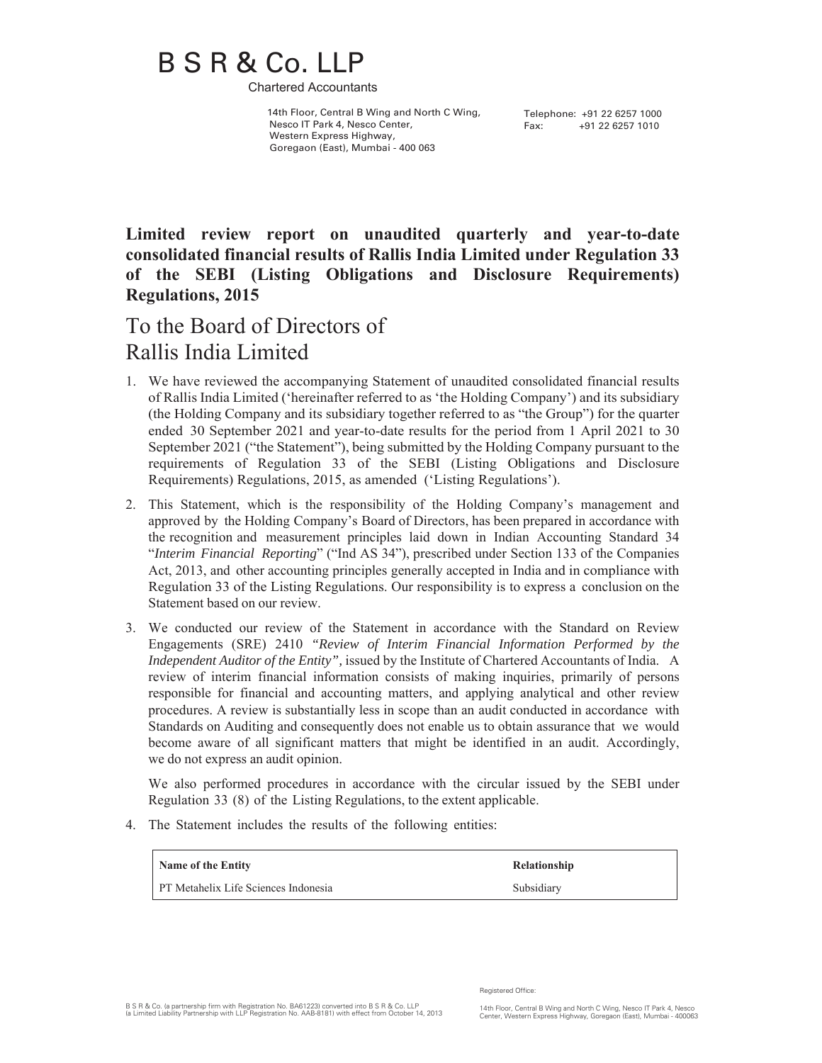# B S R & Co. LLP

Chartered Accountants

14th Floor, Central B Wing and North C Wing,
Nesco IT Park 4, Nesco Center,
Western Express Highway,
Goregaon (East), Mumbai - 400 063

Telephone: +91 22 6257 1000
Fax: +91 22 6257 1010

**Limited review report on unaudited quarterly and year-to-date consolidated financial results of Rallis India Limited under Regulation 33 of the SEBI (Listing Obligations and Disclosure Requirements) Regulations, 2015**

## To the Board of Directors of Rallis India Limited

1. We have reviewed the accompanying Statement of unaudited consolidated financial results of Rallis India Limited ('hereinafter referred to as 'the Holding Company') and its subsidiary (the Holding Company and its subsidiary together referred to as "the Group") for the quarter ended 30 September 2021 and year-to-date results for the period from 1 April 2021 to 30 September 2021 ("the Statement"), being submitted by the Holding Company pursuant to the requirements of Regulation 33 of the SEBI (Listing Obligations and Disclosure Requirements) Regulations, 2015, as amended ('Listing Regulations').

2. This Statement, which is the responsibility of the Holding Company's management and approved by the Holding Company's Board of Directors, has been prepared in accordance with the recognition and measurement principles laid down in Indian Accounting Standard 34 "*Interim Financial Reporting*" ("Ind AS 34"), prescribed under Section 133 of the Companies Act, 2013, and other accounting principles generally accepted in India and in compliance with Regulation 33 of the Listing Regulations. Our responsibility is to express a conclusion on the Statement based on our review.

3. We conducted our review of the Statement in accordance with the Standard on Review Engagements (SRE) 2410 *"Review of Interim Financial Information Performed by the Independent Auditor of the Entity"*, issued by the Institute of Chartered Accountants of India. A review of interim financial information consists of making inquiries, primarily of persons responsible for financial and accounting matters, and applying analytical and other review procedures. A review is substantially less in scope than an audit conducted in accordance with Standards on Auditing and consequently does not enable us to obtain assurance that we would become aware of all significant matters that might be identified in an audit. Accordingly, we do not express an audit opinion.

   We also performed procedures in accordance with the circular issued by the SEBI under Regulation 33 (8) of the Listing Regulations, to the extent applicable.

4. The Statement includes the results of the following entities:

| Name of the Entity | Relationship |
|---|---|
| PT Metahelix Life Sciences Indonesia | Subsidiary |

B S R & Co. (a partnership firm with Registration No. BA61223) converted into B S R & Co. LLP (a Limited Liability Partnership with LLP Registration No. AAB-8181) with effect from October 14, 2013

Registered Office:

14th Floor, Central B Wing and North C Wing, Nesco IT Park 4, Nesco Center, Western Express Highway, Goregaon (East), Mumbai - 400063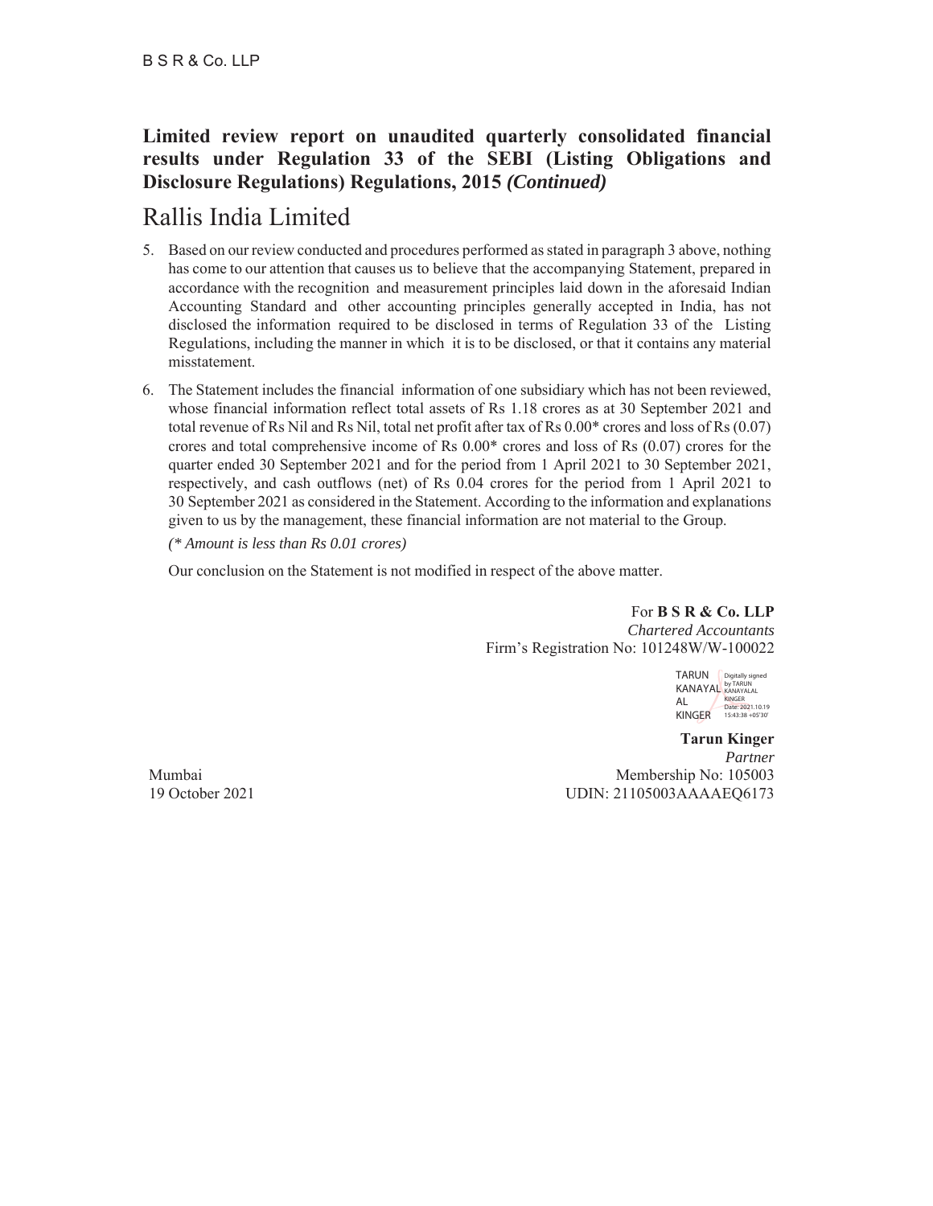**Limited review report on unaudited quarterly consolidated financial results under Regulation 33 of the SEBI (Listing Obligations and Disclosure Regulations) Regulations, 2015 *(Continued)***

# Rallis India Limited

5. Based on our review conducted and procedures performed as stated in paragraph 3 above, nothing has come to our attention that causes us to believe that the accompanying Statement, prepared in accordance with the recognition and measurement principles laid down in the aforesaid Indian Accounting Standard and other accounting principles generally accepted in India, has not disclosed the information required to be disclosed in terms of Regulation 33 of the Listing Regulations, including the manner in which it is to be disclosed, or that it contains any material misstatement.

6. The Statement includes the financial information of one subsidiary which has not been reviewed, whose financial information reflect total assets of Rs 1.18 crores as at 30 September 2021 and total revenue of Rs Nil and Rs Nil, total net profit after tax of Rs 0.00* crores and loss of Rs (0.07) crores and total comprehensive income of Rs 0.00* crores and loss of Rs (0.07) crores for the quarter ended 30 September 2021 and for the period from 1 April 2021 to 30 September 2021, respectively, and cash outflows (net) of Rs 0.04 crores for the period from 1 April 2021 to 30 September 2021 as considered in the Statement. According to the information and explanations given to us by the management, these financial information are not material to the Group.

   *(* Amount is less than Rs 0.01 crores)*

   Our conclusion on the Statement is not modified in respect of the above matter.

For **B S R & Co. LLP**
*Chartered Accountants*
Firm's Registration No: 101248W/W-100022

TARUN KANAYALAL KINGER
Digitally signed by TARUN KANAYALAL KINGER
Date: 2021.10.19 15:43:38 +05'30'

**Tarun Kinger**
*Partner*
Membership No: 105003
UDIN: 21105003AAAAEQ6173

Mumbai
19 October 2021